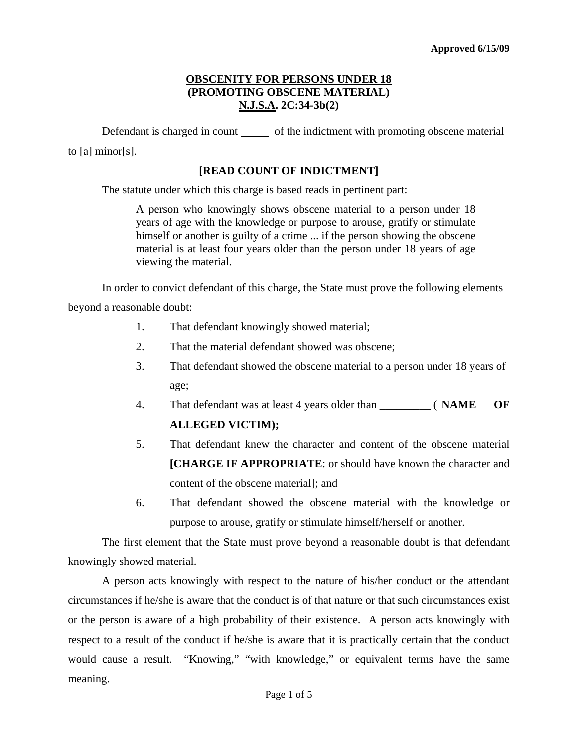**Approved 6/15/09**

# OBSCENITY FOR PERSONS UNDER 18
## (PROMOTING OBSCENE MATERIAL)
## N.J.S.A. 2C:34-3b(2)

Defendant is charged in count _____ of the indictment with promoting obscene material to [a] minor[s].

**[READ COUNT OF INDICTMENT]**

The statute under which this charge is based reads in pertinent part:

> A person who knowingly shows obscene material to a person under 18 years of age with the knowledge or purpose to arouse, gratify or stimulate himself or another is guilty of a crime ... if the person showing the obscene material is at least four years older than the person under 18 years of age viewing the material.

In order to convict defendant of this charge, the State must prove the following elements beyond a reasonable doubt:

1. That defendant knowingly showed material;
2. That the material defendant showed was obscene;
3. That defendant showed the obscene material to a person under 18 years of age;
4. That defendant was at least 4 years older than _________ ( **NAME OF ALLEGED VICTIM);**
5. That defendant knew the character and content of the obscene material **[CHARGE IF APPROPRIATE**: or should have known the character and content of the obscene material]; and
6. That defendant showed the obscene material with the knowledge or purpose to arouse, gratify or stimulate himself/herself or another.

The first element that the State must prove beyond a reasonable doubt is that defendant knowingly showed material.

A person acts knowingly with respect to the nature of his/her conduct or the attendant circumstances if he/she is aware that the conduct is of that nature or that such circumstances exist or the person is aware of a high probability of their existence. A person acts knowingly with respect to a result of the conduct if he/she is aware that it is practically certain that the conduct would cause a result. "Knowing," "with knowledge," or equivalent terms have the same meaning.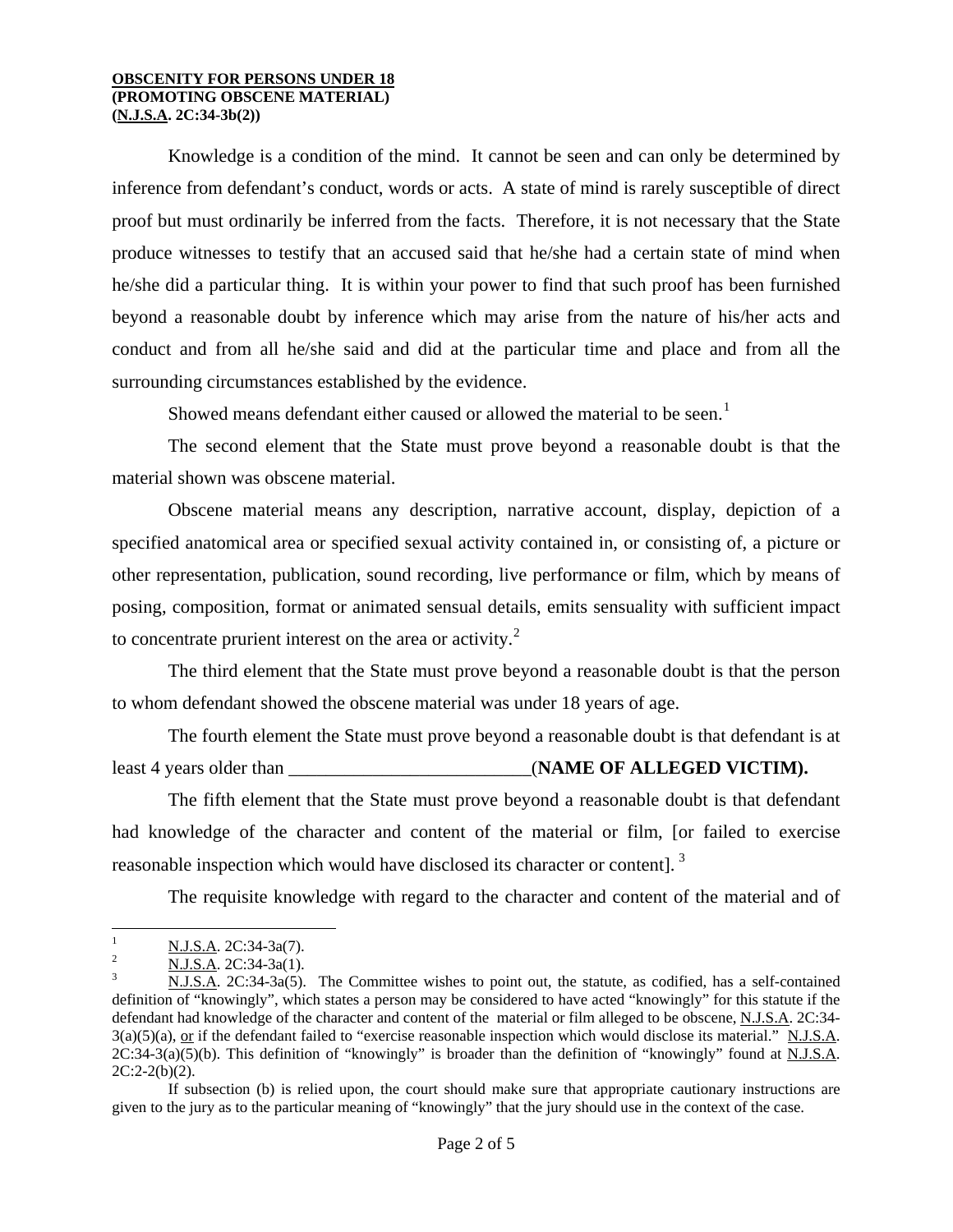Knowledge is a condition of the mind. It cannot be seen and can only be determined by inference from defendant's conduct, words or acts. A state of mind is rarely susceptible of direct proof but must ordinarily be inferred from the facts. Therefore, it is not necessary that the State produce witnesses to testify that an accused said that he/she had a certain state of mind when he/she did a particular thing. It is within your power to find that such proof has been furnished beyond a reasonable doubt by inference which may arise from the nature of his/her acts and conduct and from all he/she said and did at the particular time and place and from all the surrounding circumstances established by the evidence.

Showed means defendant either caused or allowed the material to be seen.[1]

The second element that the State must prove beyond a reasonable doubt is that the material shown was obscene material.

Obscene material means any description, narrative account, display, depiction of a specified anatomical area or specified sexual activity contained in, or consisting of, a picture or other representation, publication, sound recording, live performance or film, which by means of posing, composition, format or animated sensual details, emits sensuality with sufficient impact to concentrate prurient interest on the area or activity.[2]

The third element that the State must prove beyond a reasonable doubt is that the person to whom defendant showed the obscene material was under 18 years of age.

The fourth element the State must prove beyond a reasonable doubt is that defendant is at least 4 years older than __________________________(**NAME OF ALLEGED VICTIM).**

The fifth element that the State must prove beyond a reasonable doubt is that defendant had knowledge of the character and content of the material or film, [or failed to exercise reasonable inspection which would have disclosed its character or content]. [3]

The requisite knowledge with regard to the character and content of the material and of

---

[1] N.J.S.A. 2C:34-3a(7).

[2] N.J.S.A. 2C:34-3a(1).

[3] N.J.S.A. 2C:34-3a(5). The Committee wishes to point out, the statute, as codified, has a self-contained definition of "knowingly", which states a person may be considered to have acted "knowingly" for this statute if the defendant had knowledge of the character and content of the material or film alleged to be obscene, N.J.S.A. 2C:34-3(a)(5)(a), or if the defendant failed to "exercise reasonable inspection which would disclose its material." N.J.S.A. 2C:34-3(a)(5)(b). This definition of "knowingly" is broader than the definition of "knowingly" found at N.J.S.A. 2C:2-2(b)(2).

If subsection (b) is relied upon, the court should make sure that appropriate cautionary instructions are given to the jury as to the particular meaning of "knowingly" that the jury should use in the context of the case.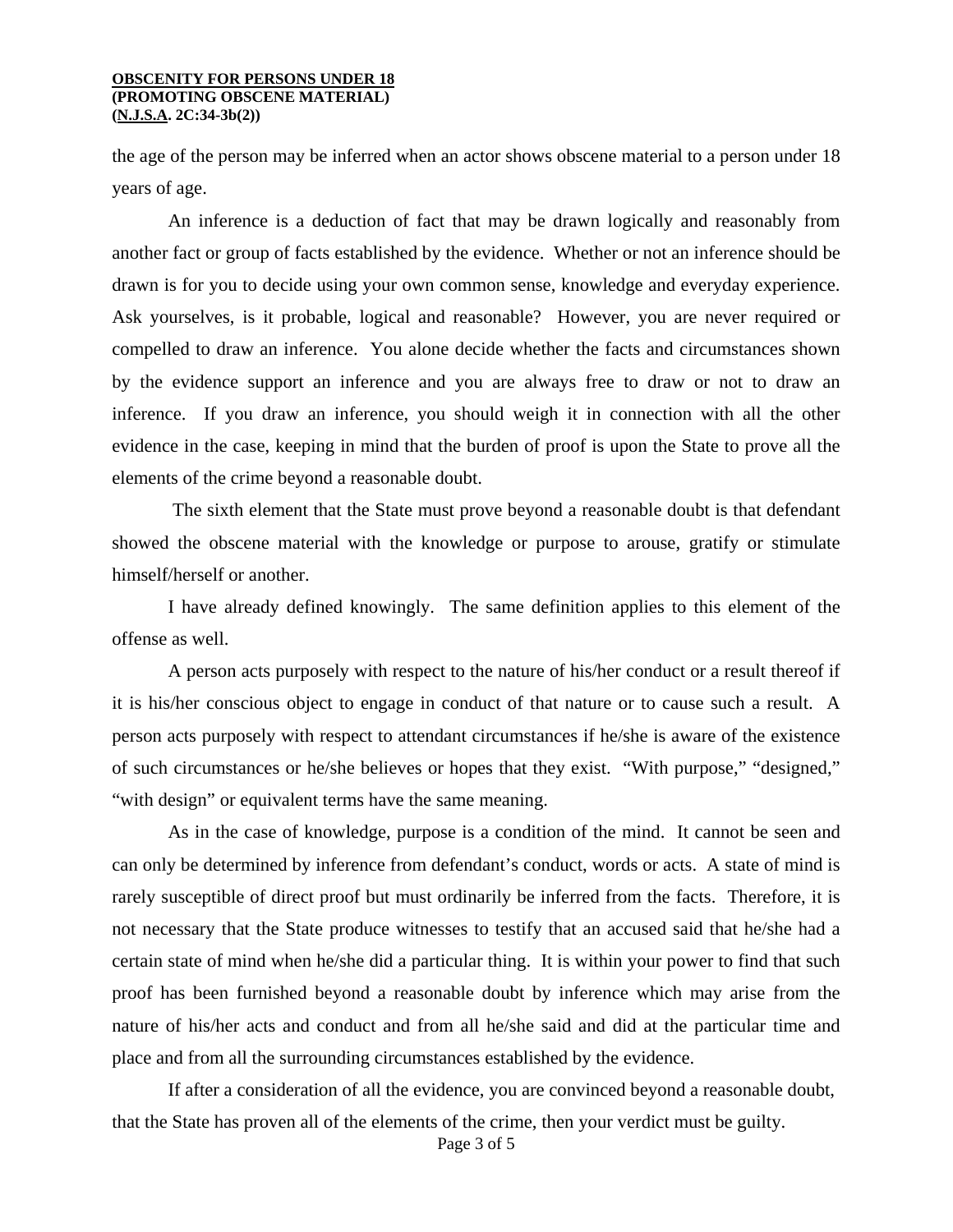the age of the person may be inferred when an actor shows obscene material to a person under 18 years of age.

An inference is a deduction of fact that may be drawn logically and reasonably from another fact or group of facts established by the evidence. Whether or not an inference should be drawn is for you to decide using your own common sense, knowledge and everyday experience. Ask yourselves, is it probable, logical and reasonable? However, you are never required or compelled to draw an inference. You alone decide whether the facts and circumstances shown by the evidence support an inference and you are always free to draw or not to draw an inference. If you draw an inference, you should weigh it in connection with all the other evidence in the case, keeping in mind that the burden of proof is upon the State to prove all the elements of the crime beyond a reasonable doubt.

The sixth element that the State must prove beyond a reasonable doubt is that defendant showed the obscene material with the knowledge or purpose to arouse, gratify or stimulate himself/herself or another.

I have already defined knowingly. The same definition applies to this element of the offense as well.

A person acts purposely with respect to the nature of his/her conduct or a result thereof if it is his/her conscious object to engage in conduct of that nature or to cause such a result. A person acts purposely with respect to attendant circumstances if he/she is aware of the existence of such circumstances or he/she believes or hopes that they exist. "With purpose," "designed," "with design" or equivalent terms have the same meaning.

As in the case of knowledge, purpose is a condition of the mind. It cannot be seen and can only be determined by inference from defendant's conduct, words or acts. A state of mind is rarely susceptible of direct proof but must ordinarily be inferred from the facts. Therefore, it is not necessary that the State produce witnesses to testify that an accused said that he/she had a certain state of mind when he/she did a particular thing. It is within your power to find that such proof has been furnished beyond a reasonable doubt by inference which may arise from the nature of his/her acts and conduct and from all he/she said and did at the particular time and place and from all the surrounding circumstances established by the evidence.

If after a consideration of all the evidence, you are convinced beyond a reasonable doubt, that the State has proven all of the elements of the crime, then your verdict must be guilty.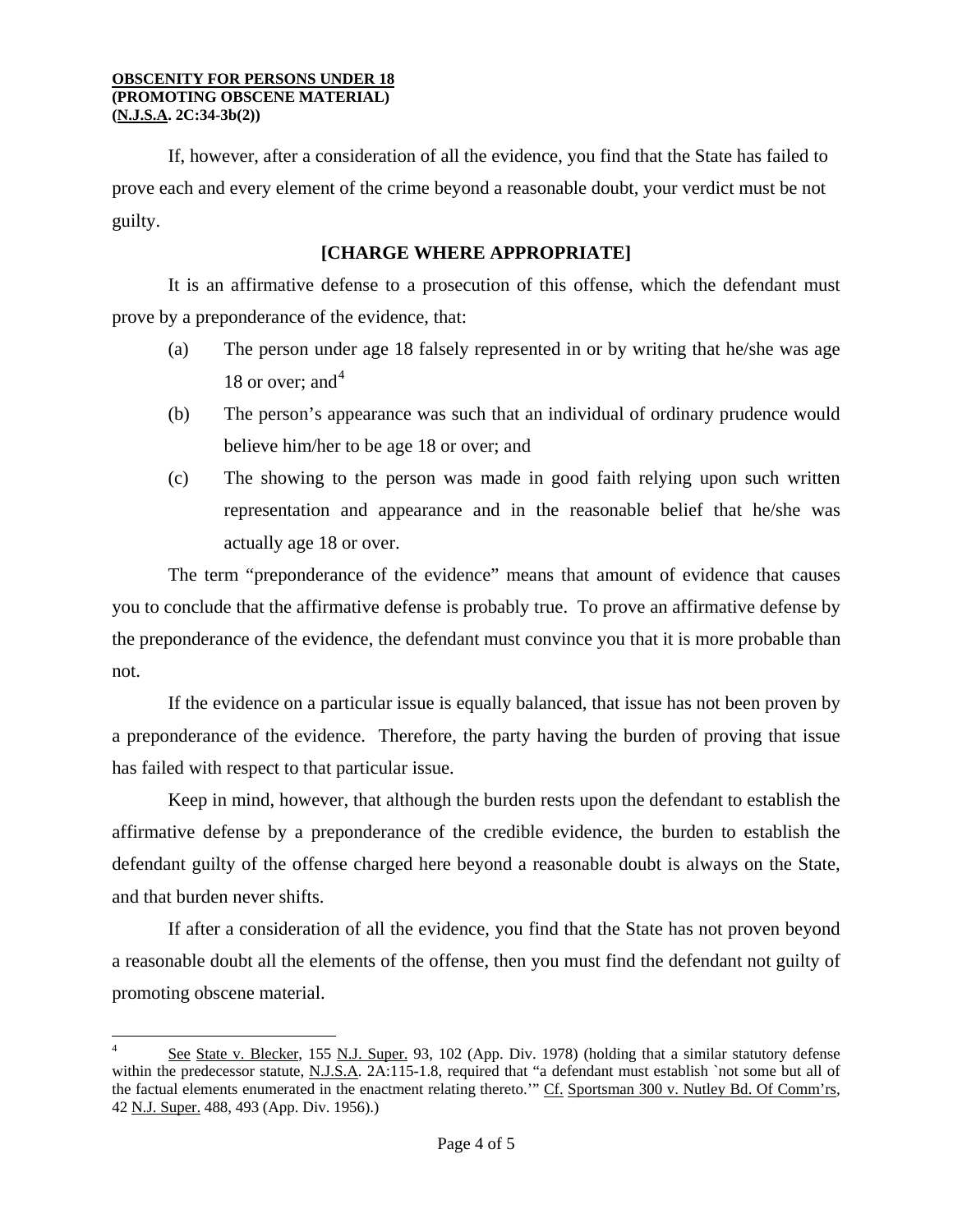If, however, after a consideration of all the evidence, you find that the State has failed to prove each and every element of the crime beyond a reasonable doubt, your verdict must be not guilty.

**[CHARGE WHERE APPROPRIATE]**

It is an affirmative defense to a prosecution of this offense, which the defendant must prove by a preponderance of the evidence, that:

(a) The person under age 18 falsely represented in or by writing that he/she was age 18 or over; and[4]

(b) The person's appearance was such that an individual of ordinary prudence would believe him/her to be age 18 or over; and

(c) The showing to the person was made in good faith relying upon such written representation and appearance and in the reasonable belief that he/she was actually age 18 or over.

The term "preponderance of the evidence" means that amount of evidence that causes you to conclude that the affirmative defense is probably true. To prove an affirmative defense by the preponderance of the evidence, the defendant must convince you that it is more probable than not.

If the evidence on a particular issue is equally balanced, that issue has not been proven by a preponderance of the evidence. Therefore, the party having the burden of proving that issue has failed with respect to that particular issue.

Keep in mind, however, that although the burden rests upon the defendant to establish the affirmative defense by a preponderance of the credible evidence, the burden to establish the defendant guilty of the offense charged here beyond a reasonable doubt is always on the State, and that burden never shifts.

If after a consideration of all the evidence, you find that the State has not proven beyond a reasonable doubt all the elements of the offense, then you must find the defendant not guilty of promoting obscene material.

---

[4] See State v. Blecker, 155 N.J. Super. 93, 102 (App. Div. 1978) (holding that a similar statutory defense within the predecessor statute, N.J.S.A. 2A:115-1.8, required that "a defendant must establish `not some but all of the factual elements enumerated in the enactment relating thereto.'" Cf. Sportsman 300 v. Nutley Bd. Of Comm'rs, 42 N.J. Super. 488, 493 (App. Div. 1956).)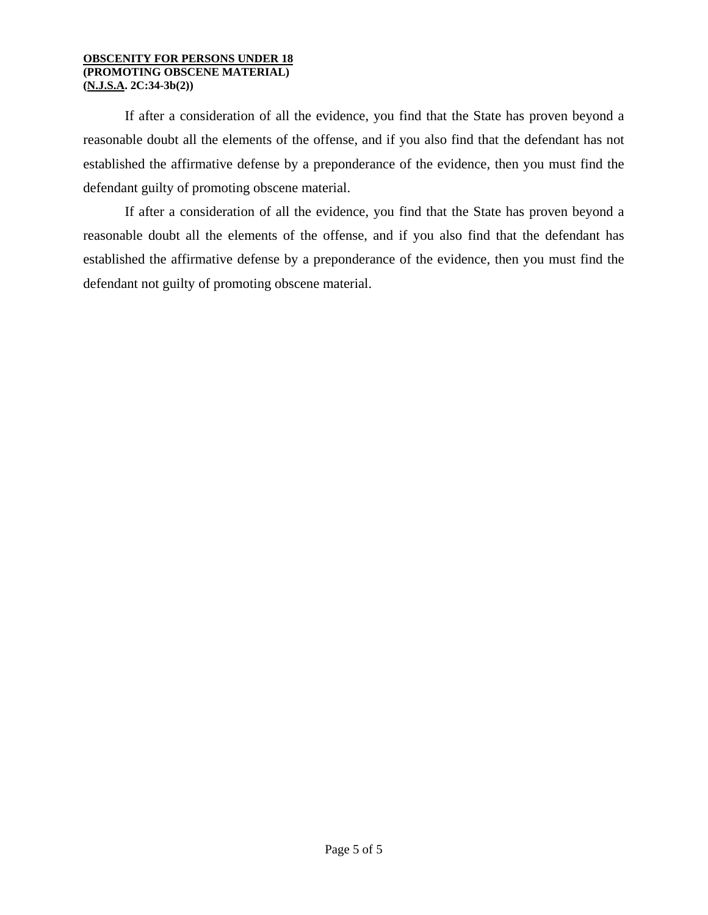If after a consideration of all the evidence, you find that the State has proven beyond a reasonable doubt all the elements of the offense, and if you also find that the defendant has not established the affirmative defense by a preponderance of the evidence, then you must find the defendant guilty of promoting obscene material.

If after a consideration of all the evidence, you find that the State has proven beyond a reasonable doubt all the elements of the offense, and if you also find that the defendant has established the affirmative defense by a preponderance of the evidence, then you must find the defendant not guilty of promoting obscene material.